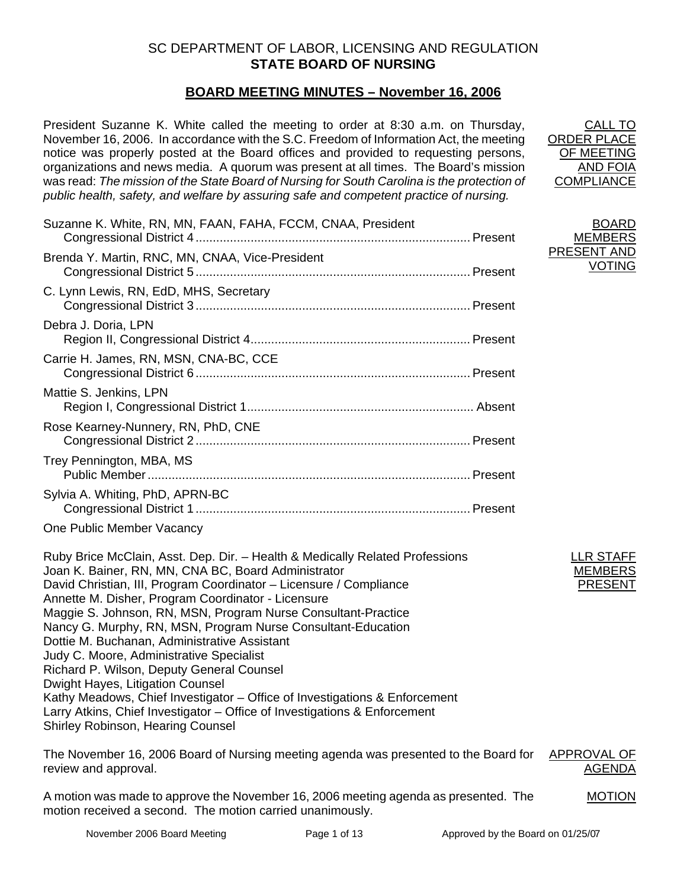## SC DEPARTMENT OF LABOR, LICENSING AND REGULATION
## STATE BOARD OF NURSING

### BOARD MEETING MINUTES – November 16, 2006

**CALL TO ORDER PLACE OF MEETING AND FOIA COMPLIANCE**

President Suzanne K. White called the meeting to order at 8:30 a.m. on Thursday, November 16, 2006. In accordance with the S.C. Freedom of Information Act, the meeting notice was properly posted at the Board offices and provided to requesting persons, organizations and news media. A quorum was present at all times. The Board's mission was read: *The mission of the State Board of Nursing for South Carolina is the protection of public health, safety, and welfare by assuring safe and competent practice of nursing.*

**BOARD MEMBERS PRESENT AND VOTING**

Suzanne K. White, RN, MN, FAAN, FAHA, FCCM, CNAA, President
Congressional District 4 .......... Present

Brenda Y. Martin, RNC, MN, CNAA, Vice-President
Congressional District 5 .......... Present

C. Lynn Lewis, RN, EdD, MHS, Secretary
Congressional District 3 .......... Present

Debra J. Doria, LPN
Region II, Congressional District 4 .......... Present

Carrie H. James, RN, MSN, CNA-BC, CCE
Congressional District 6 .......... Present

Mattie S. Jenkins, LPN
Region I, Congressional District 1 .......... Absent

Rose Kearney-Nunnery, RN, PhD, CNE
Congressional District 2 .......... Present

Trey Pennington, MBA, MS
Public Member .......... Present

Sylvia A. Whiting, PhD, APRN-BC
Congressional District 1 .......... Present

One Public Member Vacancy

**LLR STAFF MEMBERS PRESENT**

Ruby Brice McClain, Asst. Dep. Dir. – Health & Medically Related Professions
Joan K. Bainer, RN, MN, CNA BC, Board Administrator
David Christian, III, Program Coordinator – Licensure / Compliance
Annette M. Disher, Program Coordinator - Licensure
Maggie S. Johnson, RN, MSN, Program Nurse Consultant-Practice
Nancy G. Murphy, RN, MSN, Program Nurse Consultant-Education
Dottie M. Buchanan, Administrative Assistant
Judy C. Moore, Administrative Specialist
Richard P. Wilson, Deputy General Counsel
Dwight Hayes, Litigation Counsel
Kathy Meadows, Chief Investigator – Office of Investigations & Enforcement
Larry Atkins, Chief Investigator – Office of Investigations & Enforcement
Shirley Robinson, Hearing Counsel

**APPROVAL OF AGENDA**

The November 16, 2006 Board of Nursing meeting agenda was presented to the Board for review and approval.

**MOTION**

A motion was made to approve the November 16, 2006 meeting agenda as presented. The motion received a second. The motion carried unanimously.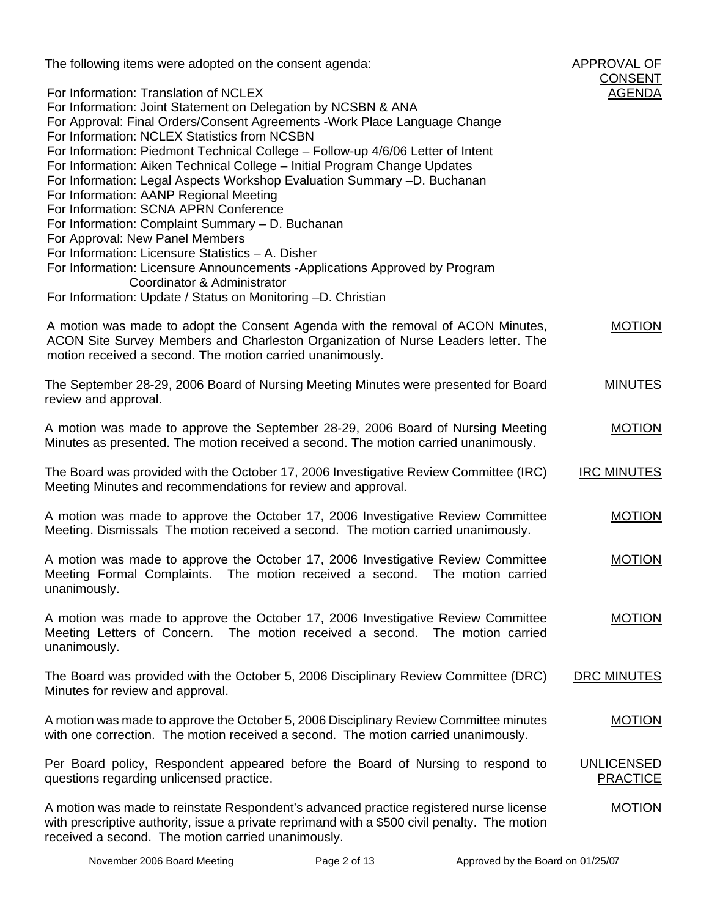**APPROVAL OF CONSENT AGENDA**

The following items were adopted on the consent agenda:

For Information: Translation of NCLEX
For Information: Joint Statement on Delegation by NCSBN & ANA
For Approval: Final Orders/Consent Agreements -Work Place Language Change
For Information: NCLEX Statistics from NCSBN
For Information: Piedmont Technical College – Follow-up 4/6/06 Letter of Intent
For Information: Aiken Technical College – Initial Program Change Updates
For Information: Legal Aspects Workshop Evaluation Summary –D. Buchanan
For Information: AANP Regional Meeting
For Information: SCNA APRN Conference
For Information: Complaint Summary – D. Buchanan
For Approval: New Panel Members
For Information: Licensure Statistics – A. Disher
For Information: Licensure Announcements -Applications Approved by Program Coordinator & Administrator
For Information: Update / Status on Monitoring –D. Christian

**MOTION**

A motion was made to adopt the Consent Agenda with the removal of ACON Minutes, ACON Site Survey Members and Charleston Organization of Nurse Leaders letter. The motion received a second. The motion carried unanimously.

**MINUTES**

The September 28-29, 2006 Board of Nursing Meeting Minutes were presented for Board review and approval.

**MOTION**

A motion was made to approve the September 28-29, 2006 Board of Nursing Meeting Minutes as presented. The motion received a second. The motion carried unanimously.

**IRC MINUTES**

The Board was provided with the October 17, 2006 Investigative Review Committee (IRC) Meeting Minutes and recommendations for review and approval.

**MOTION**

A motion was made to approve the October 17, 2006 Investigative Review Committee Meeting. Dismissals The motion received a second. The motion carried unanimously.

**MOTION**

A motion was made to approve the October 17, 2006 Investigative Review Committee Meeting Formal Complaints. The motion received a second. The motion carried unanimously.

**MOTION**

A motion was made to approve the October 17, 2006 Investigative Review Committee Meeting Letters of Concern. The motion received a second. The motion carried unanimously.

**DRC MINUTES**

The Board was provided with the October 5, 2006 Disciplinary Review Committee (DRC) Minutes for review and approval.

**MOTION**

A motion was made to approve the October 5, 2006 Disciplinary Review Committee minutes with one correction. The motion received a second. The motion carried unanimously.

**UNLICENSED PRACTICE**

Per Board policy, Respondent appeared before the Board of Nursing to respond to questions regarding unlicensed practice.

**MOTION**

A motion was made to reinstate Respondent's advanced practice registered nurse license with prescriptive authority, issue a private reprimand with a $500 civil penalty. The motion received a second. The motion carried unanimously.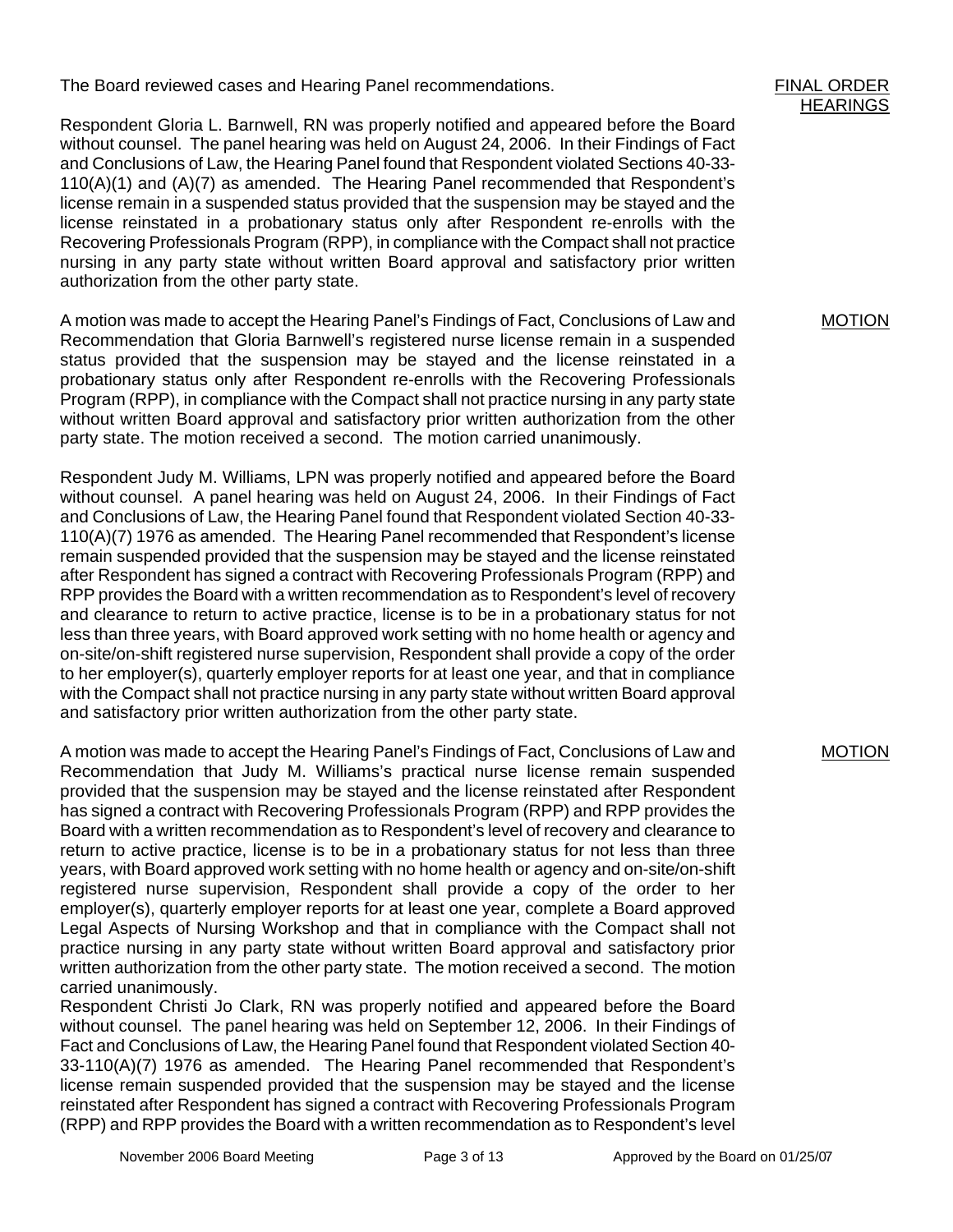The Board reviewed cases and Hearing Panel recommendations.

FINAL ORDER HEARINGS

Respondent Gloria L. Barnwell, RN was properly notified and appeared before the Board without counsel. The panel hearing was held on August 24, 2006. In their Findings of Fact and Conclusions of Law, the Hearing Panel found that Respondent violated Sections 40-33-110(A)(1) and (A)(7) as amended. The Hearing Panel recommended that Respondent's license remain in a suspended status provided that the suspension may be stayed and the license reinstated in a probationary status only after Respondent re-enrolls with the Recovering Professionals Program (RPP), in compliance with the Compact shall not practice nursing in any party state without written Board approval and satisfactory prior written authorization from the other party state.

MOTION

A motion was made to accept the Hearing Panel's Findings of Fact, Conclusions of Law and Recommendation that Gloria Barnwell's registered nurse license remain in a suspended status provided that the suspension may be stayed and the license reinstated in a probationary status only after Respondent re-enrolls with the Recovering Professionals Program (RPP), in compliance with the Compact shall not practice nursing in any party state without written Board approval and satisfactory prior written authorization from the other party state. The motion received a second. The motion carried unanimously.

Respondent Judy M. Williams, LPN was properly notified and appeared before the Board without counsel. A panel hearing was held on August 24, 2006. In their Findings of Fact and Conclusions of Law, the Hearing Panel found that Respondent violated Section 40-33-110(A)(7) 1976 as amended. The Hearing Panel recommended that Respondent's license remain suspended provided that the suspension may be stayed and the license reinstated after Respondent has signed a contract with Recovering Professionals Program (RPP) and RPP provides the Board with a written recommendation as to Respondent's level of recovery and clearance to return to active practice, license is to be in a probationary status for not less than three years, with Board approved work setting with no home health or agency and on-site/on-shift registered nurse supervision, Respondent shall provide a copy of the order to her employer(s), quarterly employer reports for at least one year, and that in compliance with the Compact shall not practice nursing in any party state without written Board approval and satisfactory prior written authorization from the other party state.

MOTION

A motion was made to accept the Hearing Panel's Findings of Fact, Conclusions of Law and Recommendation that Judy M. Williams's practical nurse license remain suspended provided that the suspension may be stayed and the license reinstated after Respondent has signed a contract with Recovering Professionals Program (RPP) and RPP provides the Board with a written recommendation as to Respondent's level of recovery and clearance to return to active practice, license is to be in a probationary status for not less than three years, with Board approved work setting with no home health or agency and on-site/on-shift registered nurse supervision, Respondent shall provide a copy of the order to her employer(s), quarterly employer reports for at least one year, complete a Board approved Legal Aspects of Nursing Workshop and that in compliance with the Compact shall not practice nursing in any party state without written Board approval and satisfactory prior written authorization from the other party state. The motion received a second. The motion carried unanimously.

Respondent Christi Jo Clark, RN was properly notified and appeared before the Board without counsel. The panel hearing was held on September 12, 2006. In their Findings of Fact and Conclusions of Law, the Hearing Panel found that Respondent violated Section 40-33-110(A)(7) 1976 as amended. The Hearing Panel recommended that Respondent's license remain suspended provided that the suspension may be stayed and the license reinstated after Respondent has signed a contract with Recovering Professionals Program (RPP) and RPP provides the Board with a written recommendation as to Respondent's level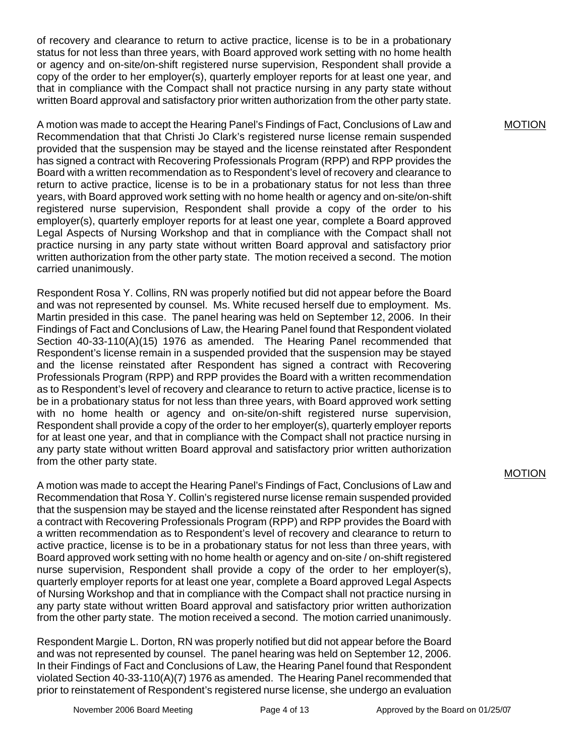of recovery and clearance to return to active practice, license is to be in a probationary status for not less than three years, with Board approved work setting with no home health or agency and on-site/on-shift registered nurse supervision, Respondent shall provide a copy of the order to her employer(s), quarterly employer reports for at least one year, and that in compliance with the Compact shall not practice nursing in any party state without written Board approval and satisfactory prior written authorization from the other party state.

MOTION

A motion was made to accept the Hearing Panel's Findings of Fact, Conclusions of Law and Recommendation that that Christi Jo Clark's registered nurse license remain suspended provided that the suspension may be stayed and the license reinstated after Respondent has signed a contract with Recovering Professionals Program (RPP) and RPP provides the Board with a written recommendation as to Respondent's level of recovery and clearance to return to active practice, license is to be in a probationary status for not less than three years, with Board approved work setting with no home health or agency and on-site/on-shift registered nurse supervision, Respondent shall provide a copy of the order to his employer(s), quarterly employer reports for at least one year, complete a Board approved Legal Aspects of Nursing Workshop and that in compliance with the Compact shall not practice nursing in any party state without written Board approval and satisfactory prior written authorization from the other party state. The motion received a second. The motion carried unanimously.

Respondent Rosa Y. Collins, RN was properly notified but did not appear before the Board and was not represented by counsel. Ms. White recused herself due to employment. Ms. Martin presided in this case. The panel hearing was held on September 12, 2006. In their Findings of Fact and Conclusions of Law, the Hearing Panel found that Respondent violated Section 40-33-110(A)(15) 1976 as amended. The Hearing Panel recommended that Respondent's license remain in a suspended provided that the suspension may be stayed and the license reinstated after Respondent has signed a contract with Recovering Professionals Program (RPP) and RPP provides the Board with a written recommendation as to Respondent's level of recovery and clearance to return to active practice, license is to be in a probationary status for not less than three years, with Board approved work setting with no home health or agency and on-site/on-shift registered nurse supervision, Respondent shall provide a copy of the order to her employer(s), quarterly employer reports for at least one year, and that in compliance with the Compact shall not practice nursing in any party state without written Board approval and satisfactory prior written authorization from the other party state.

MOTION

A motion was made to accept the Hearing Panel's Findings of Fact, Conclusions of Law and Recommendation that Rosa Y. Collin's registered nurse license remain suspended provided that the suspension may be stayed and the license reinstated after Respondent has signed a contract with Recovering Professionals Program (RPP) and RPP provides the Board with a written recommendation as to Respondent's level of recovery and clearance to return to active practice, license is to be in a probationary status for not less than three years, with Board approved work setting with no home health or agency and on-site / on-shift registered nurse supervision, Respondent shall provide a copy of the order to her employer(s), quarterly employer reports for at least one year, complete a Board approved Legal Aspects of Nursing Workshop and that in compliance with the Compact shall not practice nursing in any party state without written Board approval and satisfactory prior written authorization from the other party state. The motion received a second. The motion carried unanimously.

Respondent Margie L. Dorton, RN was properly notified but did not appear before the Board and was not represented by counsel. The panel hearing was held on September 12, 2006. In their Findings of Fact and Conclusions of Law, the Hearing Panel found that Respondent violated Section 40-33-110(A)(7) 1976 as amended. The Hearing Panel recommended that prior to reinstatement of Respondent's registered nurse license, she undergo an evaluation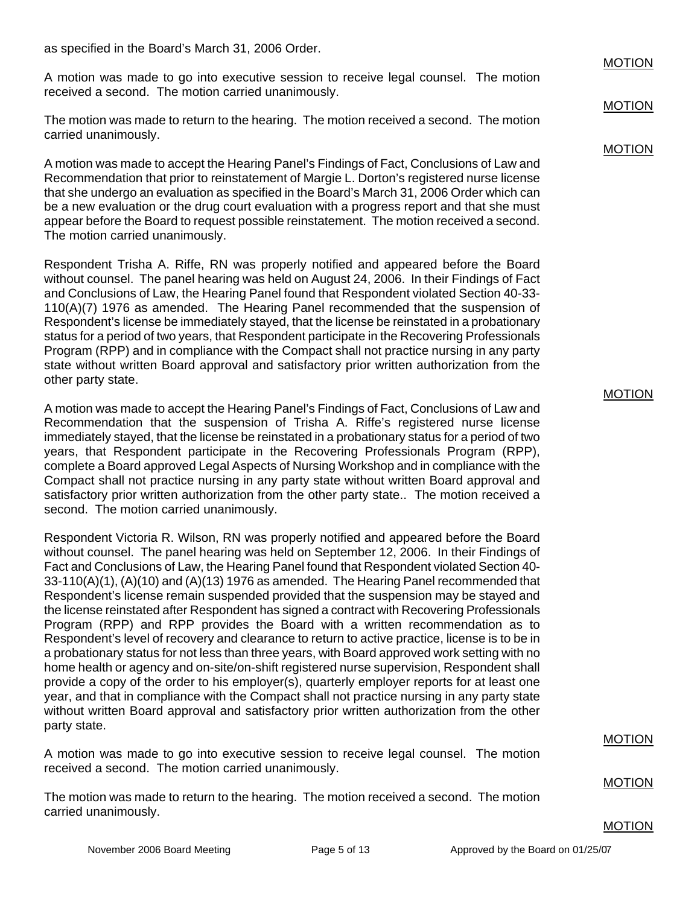as specified in the Board's March 31, 2006 Order.

MOTION

A motion was made to go into executive session to receive legal counsel. The motion received a second. The motion carried unanimously.

MOTION

The motion was made to return to the hearing. The motion received a second. The motion carried unanimously.

MOTION

A motion was made to accept the Hearing Panel's Findings of Fact, Conclusions of Law and Recommendation that prior to reinstatement of Margie L. Dorton's registered nurse license that she undergo an evaluation as specified in the Board's March 31, 2006 Order which can be a new evaluation or the drug court evaluation with a progress report and that she must appear before the Board to request possible reinstatement. The motion received a second. The motion carried unanimously.

Respondent Trisha A. Riffe, RN was properly notified and appeared before the Board without counsel. The panel hearing was held on August 24, 2006. In their Findings of Fact and Conclusions of Law, the Hearing Panel found that Respondent violated Section 40-33-110(A)(7) 1976 as amended. The Hearing Panel recommended that the suspension of Respondent's license be immediately stayed, that the license be reinstated in a probationary status for a period of two years, that Respondent participate in the Recovering Professionals Program (RPP) and in compliance with the Compact shall not practice nursing in any party state without written Board approval and satisfactory prior written authorization from the other party state.

MOTION

A motion was made to accept the Hearing Panel's Findings of Fact, Conclusions of Law and Recommendation that the suspension of Trisha A. Riffe's registered nurse license immediately stayed, that the license be reinstated in a probationary status for a period of two years, that Respondent participate in the Recovering Professionals Program (RPP), complete a Board approved Legal Aspects of Nursing Workshop and in compliance with the Compact shall not practice nursing in any party state without written Board approval and satisfactory prior written authorization from the other party state.. The motion received a second. The motion carried unanimously.

Respondent Victoria R. Wilson, RN was properly notified and appeared before the Board without counsel. The panel hearing was held on September 12, 2006. In their Findings of Fact and Conclusions of Law, the Hearing Panel found that Respondent violated Section 40-33-110(A)(1), (A)(10) and (A)(13) 1976 as amended. The Hearing Panel recommended that Respondent's license remain suspended provided that the suspension may be stayed and the license reinstated after Respondent has signed a contract with Recovering Professionals Program (RPP) and RPP provides the Board with a written recommendation as to Respondent's level of recovery and clearance to return to active practice, license is to be in a probationary status for not less than three years, with Board approved work setting with no home health or agency and on-site/on-shift registered nurse supervision, Respondent shall provide a copy of the order to his employer(s), quarterly employer reports for at least one year, and that in compliance with the Compact shall not practice nursing in any party state without written Board approval and satisfactory prior written authorization from the other party state.

MOTION

A motion was made to go into executive session to receive legal counsel. The motion received a second. The motion carried unanimously.

MOTION

The motion was made to return to the hearing. The motion received a second. The motion carried unanimously.

MOTION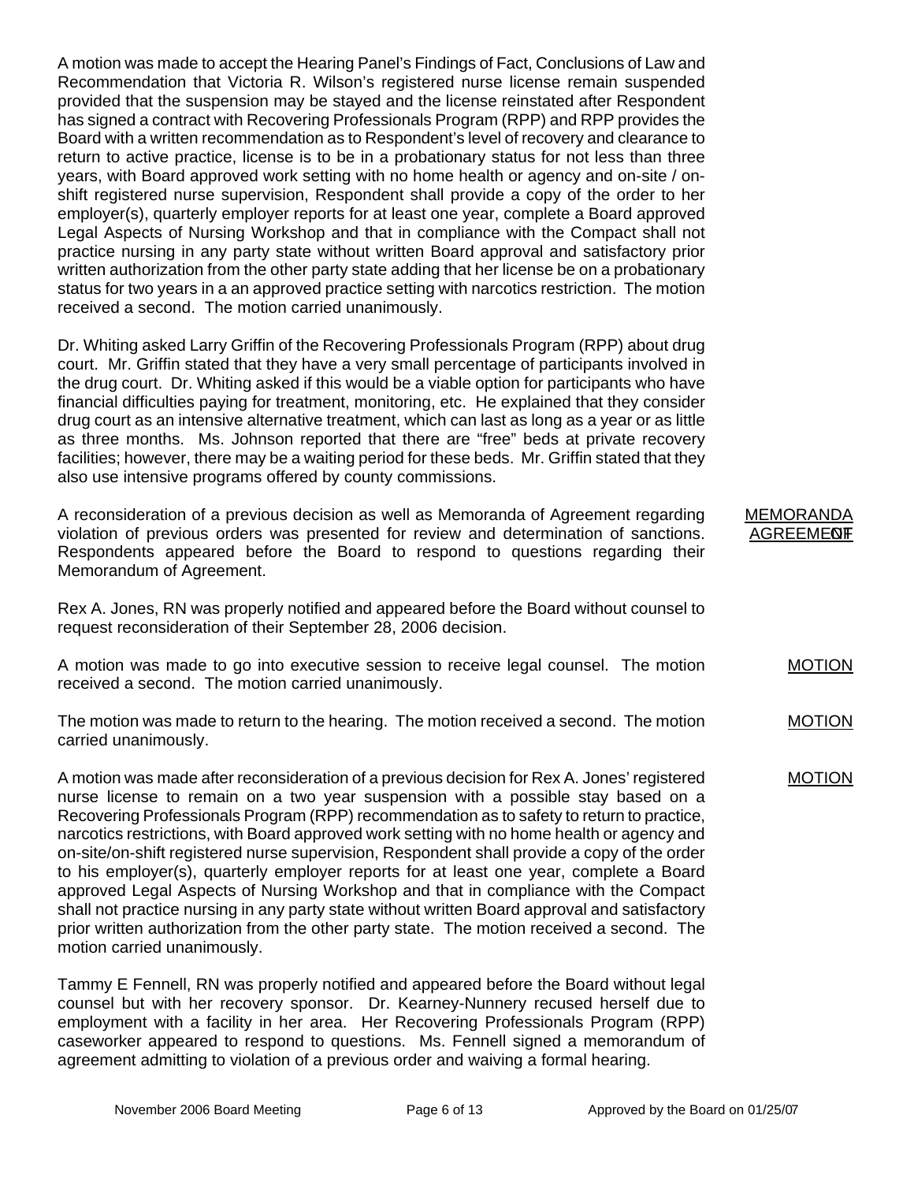A motion was made to accept the Hearing Panel's Findings of Fact, Conclusions of Law and Recommendation that Victoria R. Wilson's registered nurse license remain suspended provided that the suspension may be stayed and the license reinstated after Respondent has signed a contract with Recovering Professionals Program (RPP) and RPP provides the Board with a written recommendation as to Respondent's level of recovery and clearance to return to active practice, license is to be in a probationary status for not less than three years, with Board approved work setting with no home health or agency and on-site / on-shift registered nurse supervision, Respondent shall provide a copy of the order to her employer(s), quarterly employer reports for at least one year, complete a Board approved Legal Aspects of Nursing Workshop and that in compliance with the Compact shall not practice nursing in any party state without written Board approval and satisfactory prior written authorization from the other party state adding that her license be on a probationary status for two years in a an approved practice setting with narcotics restriction. The motion received a second. The motion carried unanimously.

Dr. Whiting asked Larry Griffin of the Recovering Professionals Program (RPP) about drug court. Mr. Griffin stated that they have a very small percentage of participants involved in the drug court. Dr. Whiting asked if this would be a viable option for participants who have financial difficulties paying for treatment, monitoring, etc. He explained that they consider drug court as an intensive alternative treatment, which can last as long as a year or as little as three months. Ms. Johnson reported that there are "free" beds at private recovery facilities; however, there may be a waiting period for these beds. Mr. Griffin stated that they also use intensive programs offered by county commissions.

MEMORANDA OF AGREEMENT

A reconsideration of a previous decision as well as Memoranda of Agreement regarding violation of previous orders was presented for review and determination of sanctions. Respondents appeared before the Board to respond to questions regarding their Memorandum of Agreement.

Rex A. Jones, RN was properly notified and appeared before the Board without counsel to request reconsideration of their September 28, 2006 decision.

MOTION

A motion was made to go into executive session to receive legal counsel. The motion received a second. The motion carried unanimously.

MOTION

The motion was made to return to the hearing. The motion received a second. The motion carried unanimously.

MOTION

A motion was made after reconsideration of a previous decision for Rex A. Jones' registered nurse license to remain on a two year suspension with a possible stay based on a Recovering Professionals Program (RPP) recommendation as to safety to return to practice, narcotics restrictions, with Board approved work setting with no home health or agency and on-site/on-shift registered nurse supervision, Respondent shall provide a copy of the order to his employer(s), quarterly employer reports for at least one year, complete a Board approved Legal Aspects of Nursing Workshop and that in compliance with the Compact shall not practice nursing in any party state without written Board approval and satisfactory prior written authorization from the other party state. The motion received a second. The motion carried unanimously.

Tammy E Fennell, RN was properly notified and appeared before the Board without legal counsel but with her recovery sponsor. Dr. Kearney-Nunnery recused herself due to employment with a facility in her area. Her Recovering Professionals Program (RPP) caseworker appeared to respond to questions. Ms. Fennell signed a memorandum of agreement admitting to violation of a previous order and waiving a formal hearing.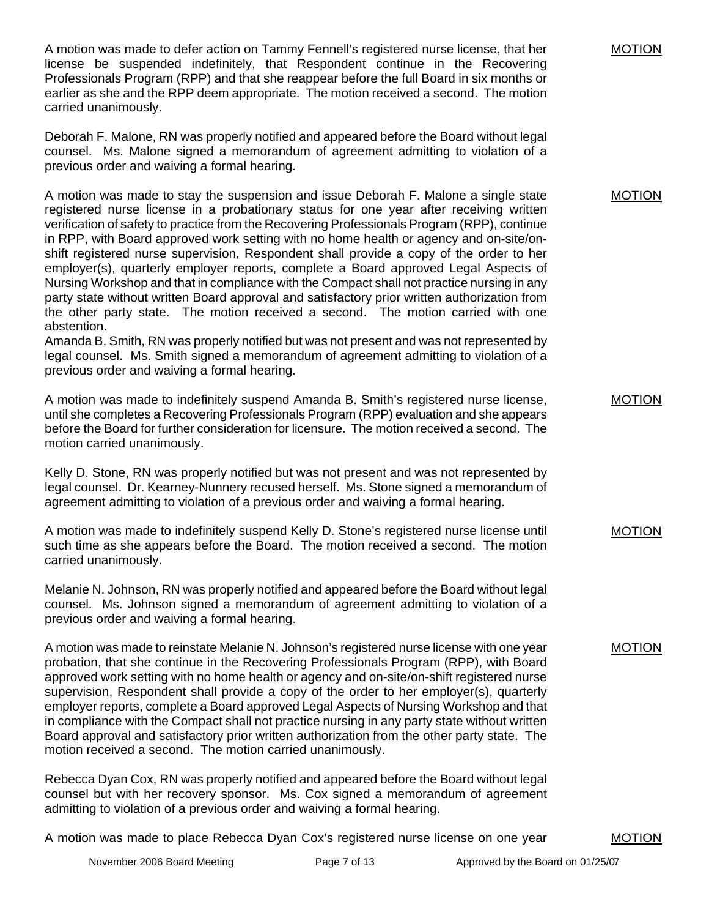A motion was made to defer action on Tammy Fennell's registered nurse license, that her license be suspended indefinitely, that Respondent continue in the Recovering Professionals Program (RPP) and that she reappear before the full Board in six months or earlier as she and the RPP deem appropriate. The motion received a second. The motion carried unanimously.

MOTION

Deborah F. Malone, RN was properly notified and appeared before the Board without legal counsel. Ms. Malone signed a memorandum of agreement admitting to violation of a previous order and waiving a formal hearing.

A motion was made to stay the suspension and issue Deborah F. Malone a single state registered nurse license in a probationary status for one year after receiving written verification of safety to practice from the Recovering Professionals Program (RPP), continue in RPP, with Board approved work setting with no home health or agency and on-site/on-shift registered nurse supervision, Respondent shall provide a copy of the order to her employer(s), quarterly employer reports, complete a Board approved Legal Aspects of Nursing Workshop and that in compliance with the Compact shall not practice nursing in any party state without written Board approval and satisfactory prior written authorization from the other party state. The motion received a second. The motion carried with one abstention.

MOTION

Amanda B. Smith, RN was properly notified but was not present and was not represented by legal counsel. Ms. Smith signed a memorandum of agreement admitting to violation of a previous order and waiving a formal hearing.

A motion was made to indefinitely suspend Amanda B. Smith's registered nurse license, until she completes a Recovering Professionals Program (RPP) evaluation and she appears before the Board for further consideration for licensure. The motion received a second. The motion carried unanimously.

MOTION

Kelly D. Stone, RN was properly notified but was not present and was not represented by legal counsel. Dr. Kearney-Nunnery recused herself. Ms. Stone signed a memorandum of agreement admitting to violation of a previous order and waiving a formal hearing.

A motion was made to indefinitely suspend Kelly D. Stone's registered nurse license until such time as she appears before the Board. The motion received a second. The motion carried unanimously.

MOTION

Melanie N. Johnson, RN was properly notified and appeared before the Board without legal counsel. Ms. Johnson signed a memorandum of agreement admitting to violation of a previous order and waiving a formal hearing.

A motion was made to reinstate Melanie N. Johnson's registered nurse license with one year probation, that she continue in the Recovering Professionals Program (RPP), with Board approved work setting with no home health or agency and on-site/on-shift registered nurse supervision, Respondent shall provide a copy of the order to her employer(s), quarterly employer reports, complete a Board approved Legal Aspects of Nursing Workshop and that in compliance with the Compact shall not practice nursing in any party state without written Board approval and satisfactory prior written authorization from the other party state. The motion received a second. The motion carried unanimously.

MOTION

Rebecca Dyan Cox, RN was properly notified and appeared before the Board without legal counsel but with her recovery sponsor. Ms. Cox signed a memorandum of agreement admitting to violation of a previous order and waiving a formal hearing.

A motion was made to place Rebecca Dyan Cox's registered nurse license on one year

MOTION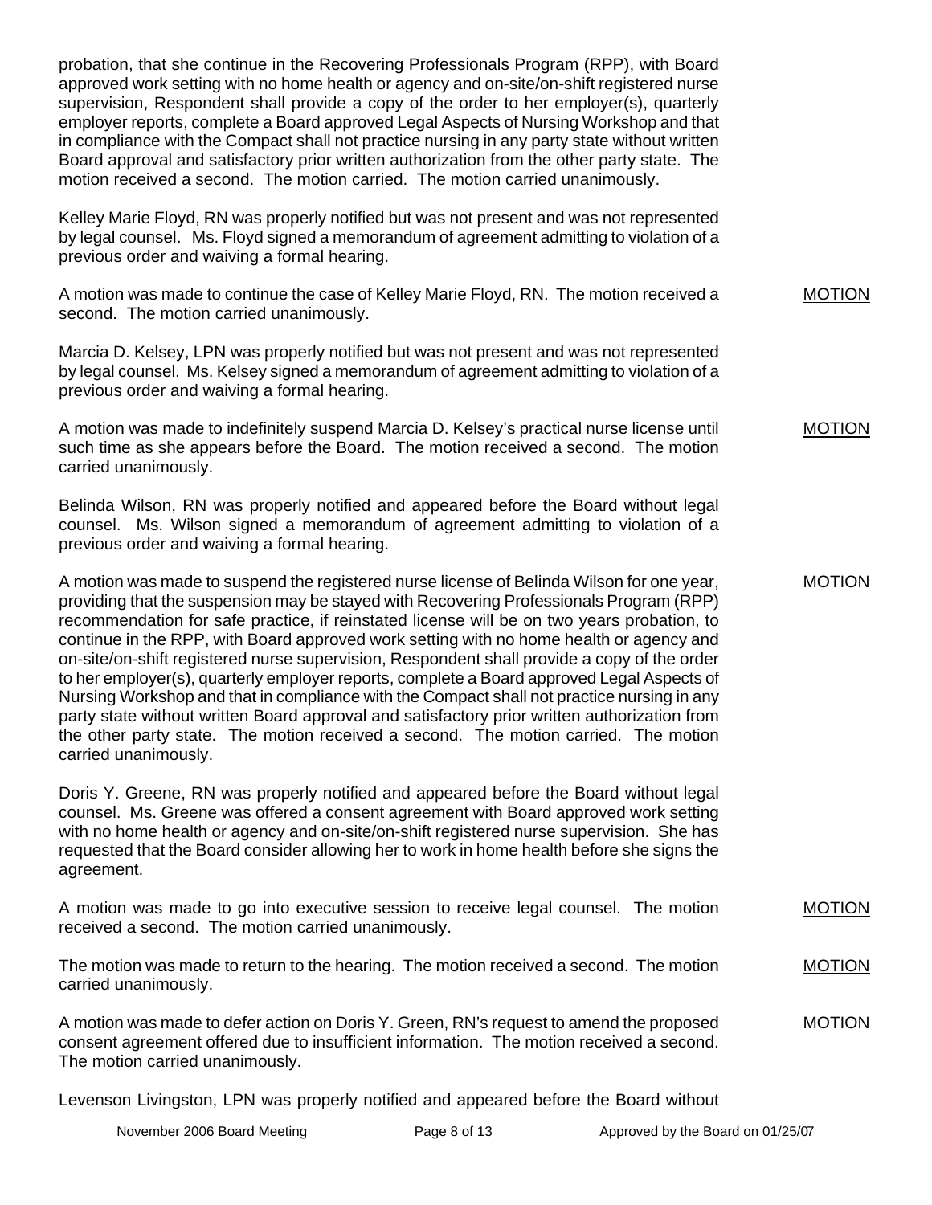probation, that she continue in the Recovering Professionals Program (RPP), with Board approved work setting with no home health or agency and on-site/on-shift registered nurse supervision, Respondent shall provide a copy of the order to her employer(s), quarterly employer reports, complete a Board approved Legal Aspects of Nursing Workshop and that in compliance with the Compact shall not practice nursing in any party state without written Board approval and satisfactory prior written authorization from the other party state. The motion received a second. The motion carried. The motion carried unanimously.

Kelley Marie Floyd, RN was properly notified but was not present and was not represented by legal counsel. Ms. Floyd signed a memorandum of agreement admitting to violation of a previous order and waiving a formal hearing.

A motion was made to continue the case of Kelley Marie Floyd, RN. The motion received a second. The motion carried unanimously. MOTION

Marcia D. Kelsey, LPN was properly notified but was not present and was not represented by legal counsel. Ms. Kelsey signed a memorandum of agreement admitting to violation of a previous order and waiving a formal hearing.

A motion was made to indefinitely suspend Marcia D. Kelsey's practical nurse license until such time as she appears before the Board. The motion received a second. The motion carried unanimously. MOTION

Belinda Wilson, RN was properly notified and appeared before the Board without legal counsel. Ms. Wilson signed a memorandum of agreement admitting to violation of a previous order and waiving a formal hearing.

A motion was made to suspend the registered nurse license of Belinda Wilson for one year, providing that the suspension may be stayed with Recovering Professionals Program (RPP) recommendation for safe practice, if reinstated license will be on two years probation, to continue in the RPP, with Board approved work setting with no home health or agency and on-site/on-shift registered nurse supervision, Respondent shall provide a copy of the order to her employer(s), quarterly employer reports, complete a Board approved Legal Aspects of Nursing Workshop and that in compliance with the Compact shall not practice nursing in any party state without written Board approval and satisfactory prior written authorization from the other party state. The motion received a second. The motion carried. The motion carried unanimously. MOTION

Doris Y. Greene, RN was properly notified and appeared before the Board without legal counsel. Ms. Greene was offered a consent agreement with Board approved work setting with no home health or agency and on-site/on-shift registered nurse supervision. She has requested that the Board consider allowing her to work in home health before she signs the agreement.

A motion was made to go into executive session to receive legal counsel. The motion received a second. The motion carried unanimously. MOTION

The motion was made to return to the hearing. The motion received a second. The motion carried unanimously. MOTION

A motion was made to defer action on Doris Y. Green, RN's request to amend the proposed consent agreement offered due to insufficient information. The motion received a second. The motion carried unanimously. MOTION

Levenson Livingston, LPN was properly notified and appeared before the Board without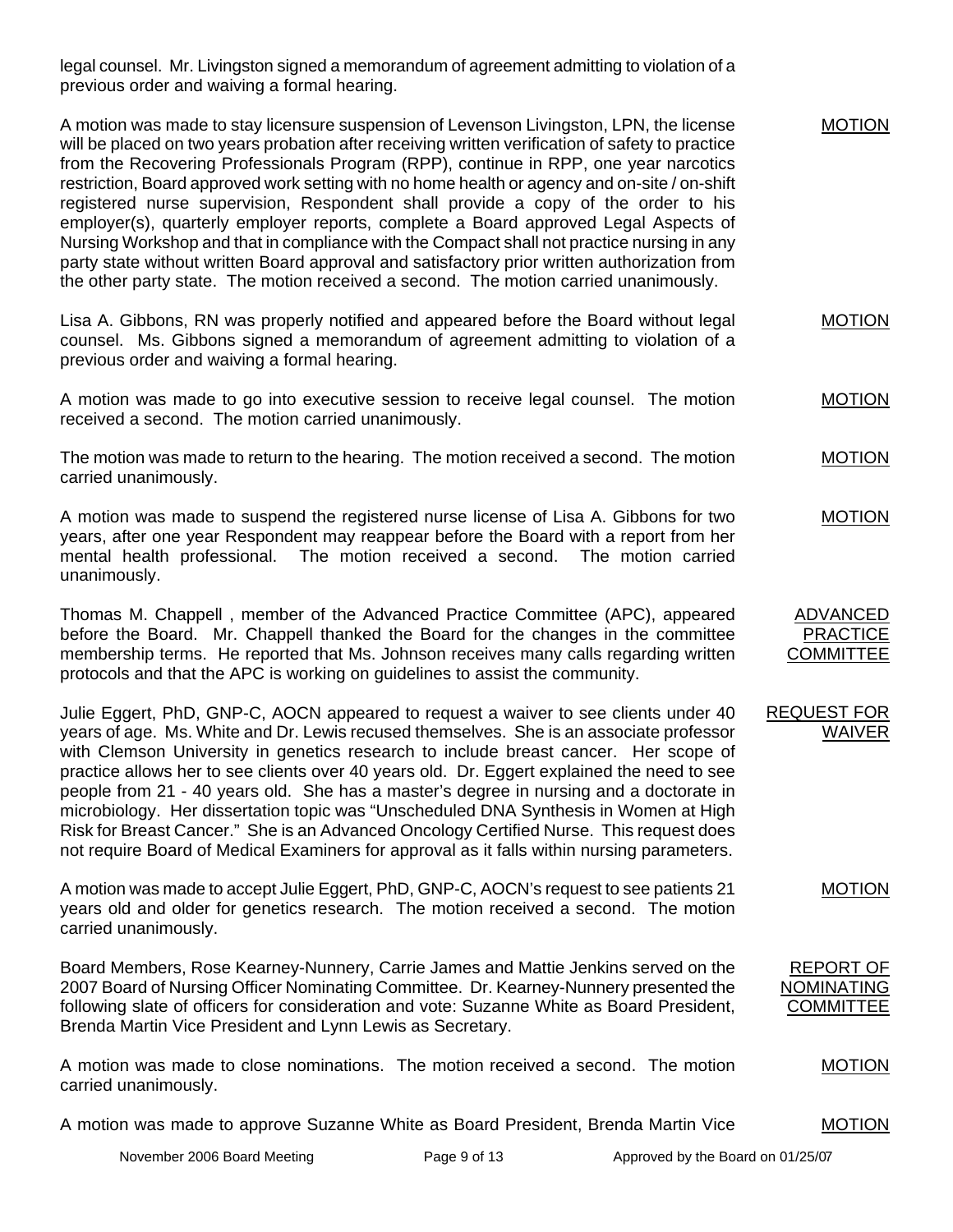legal counsel. Mr. Livingston signed a memorandum of agreement admitting to violation of a previous order and waiving a formal hearing.

**MOTION**

A motion was made to stay licensure suspension of Levenson Livingston, LPN, the license will be placed on two years probation after receiving written verification of safety to practice from the Recovering Professionals Program (RPP), continue in RPP, one year narcotics restriction, Board approved work setting with no home health or agency and on-site / on-shift registered nurse supervision, Respondent shall provide a copy of the order to his employer(s), quarterly employer reports, complete a Board approved Legal Aspects of Nursing Workshop and that in compliance with the Compact shall not practice nursing in any party state without written Board approval and satisfactory prior written authorization from the other party state. The motion received a second. The motion carried unanimously.

**MOTION**

Lisa A. Gibbons, RN was properly notified and appeared before the Board without legal counsel. Ms. Gibbons signed a memorandum of agreement admitting to violation of a previous order and waiving a formal hearing.

**MOTION**

A motion was made to go into executive session to receive legal counsel. The motion received a second. The motion carried unanimously.

**MOTION**

The motion was made to return to the hearing. The motion received a second. The motion carried unanimously.

**MOTION**

A motion was made to suspend the registered nurse license of Lisa A. Gibbons for two years, after one year Respondent may reappear before the Board with a report from her mental health professional. The motion received a second. The motion carried unanimously.

**ADVANCED PRACTICE COMMITTEE**

Thomas M. Chappell , member of the Advanced Practice Committee (APC), appeared before the Board. Mr. Chappell thanked the Board for the changes in the committee membership terms. He reported that Ms. Johnson receives many calls regarding written protocols and that the APC is working on guidelines to assist the community.

**REQUEST FOR WAIVER**

Julie Eggert, PhD, GNP-C, AOCN appeared to request a waiver to see clients under 40 years of age. Ms. White and Dr. Lewis recused themselves. She is an associate professor with Clemson University in genetics research to include breast cancer. Her scope of practice allows her to see clients over 40 years old. Dr. Eggert explained the need to see people from 21 - 40 years old. She has a master's degree in nursing and a doctorate in microbiology. Her dissertation topic was "Unscheduled DNA Synthesis in Women at High Risk for Breast Cancer." She is an Advanced Oncology Certified Nurse. This request does not require Board of Medical Examiners for approval as it falls within nursing parameters.

**MOTION**

A motion was made to accept Julie Eggert, PhD, GNP-C, AOCN's request to see patients 21 years old and older for genetics research. The motion received a second. The motion carried unanimously.

**REPORT OF NOMINATING COMMITTEE**

Board Members, Rose Kearney-Nunnery, Carrie James and Mattie Jenkins served on the 2007 Board of Nursing Officer Nominating Committee. Dr. Kearney-Nunnery presented the following slate of officers for consideration and vote: Suzanne White as Board President, Brenda Martin Vice President and Lynn Lewis as Secretary.

**MOTION**

A motion was made to close nominations. The motion received a second. The motion carried unanimously.

**MOTION**

A motion was made to approve Suzanne White as Board President, Brenda Martin Vice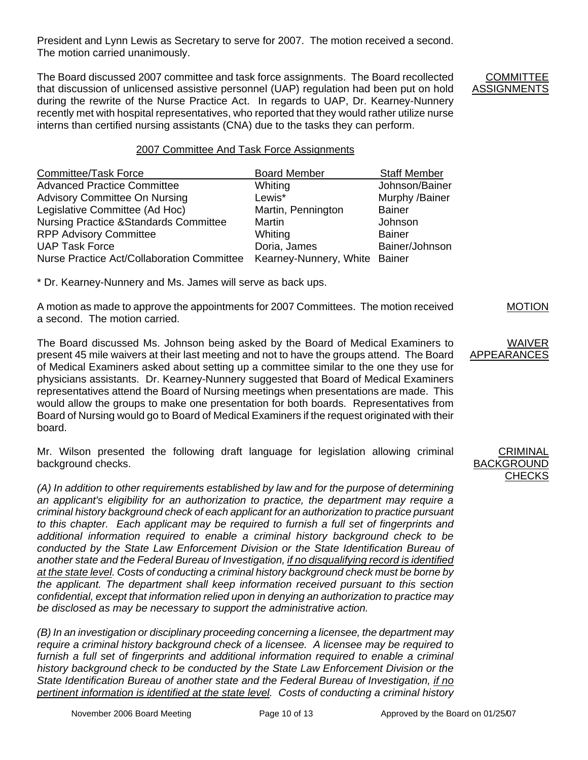President and Lynn Lewis as Secretary to serve for 2007. The motion received a second. The motion carried unanimously.

**COMMITTEE ASSIGNMENTS**

The Board discussed 2007 committee and task force assignments. The Board recollected that discussion of unlicensed assistive personnel (UAP) regulation had been put on hold during the rewrite of the Nurse Practice Act. In regards to UAP, Dr. Kearney-Nunnery recently met with hospital representatives, who reported that they would rather utilize nurse interns than certified nursing assistants (CNA) due to the tasks they can perform.

2007 Committee And Task Force Assignments

| Committee/Task Force | Board Member | Staff Member |
|---|---|---|
| Advanced Practice Committee | Whiting | Johnson/Bainer |
| Advisory Committee On Nursing | Lewis* | Murphy /Bainer |
| Legislative Committee (Ad Hoc) | Martin, Pennington | Bainer |
| Nursing Practice &Standards Committee | Martin | Johnson |
| RPP Advisory Committee | Whiting | Bainer |
| UAP Task Force | Doria, James | Bainer/Johnson |
| Nurse Practice Act/Collaboration Committee | Kearney-Nunnery, White | Bainer |

* Dr. Kearney-Nunnery and Ms. James will serve as back ups.

**MOTION**

A motion as made to approve the appointments for 2007 Committees. The motion received a second. The motion carried.

**WAIVER APPEARANCES**

The Board discussed Ms. Johnson being asked by the Board of Medical Examiners to present 45 mile waivers at their last meeting and not to have the groups attend. The Board of Medical Examiners asked about setting up a committee similar to the one they use for physicians assistants. Dr. Kearney-Nunnery suggested that Board of Medical Examiners representatives attend the Board of Nursing meetings when presentations are made. This would allow the groups to make one presentation for both boards. Representatives from Board of Nursing would go to Board of Medical Examiners if the request originated with their board.

**CRIMINAL BACKGROUND CHECKS**

Mr. Wilson presented the following draft language for legislation allowing criminal background checks.

*(A) In addition to other requirements established by law and for the purpose of determining an applicant's eligibility for an authorization to practice, the department may require a criminal history background check of each applicant for an authorization to practice pursuant to this chapter. Each applicant may be required to furnish a full set of fingerprints and additional information required to enable a criminal history background check to be conducted by the State Law Enforcement Division or the State Identification Bureau of another state and the Federal Bureau of Investigation, <u>if no disqualifying record is identified at the state level</u>. Costs of conducting a criminal history background check must be borne by the applicant. The department shall keep information received pursuant to this section confidential, except that information relied upon in denying an authorization to practice may be disclosed as may be necessary to support the administrative action.*

*(B) In an investigation or disciplinary proceeding concerning a licensee, the department may require a criminal history background check of a licensee. A licensee may be required to furnish a full set of fingerprints and additional information required to enable a criminal history background check to be conducted by the State Law Enforcement Division or the State Identification Bureau of another state and the Federal Bureau of Investigation, <u>if no pertinent information is identified at the state level</u>. Costs of conducting a criminal history*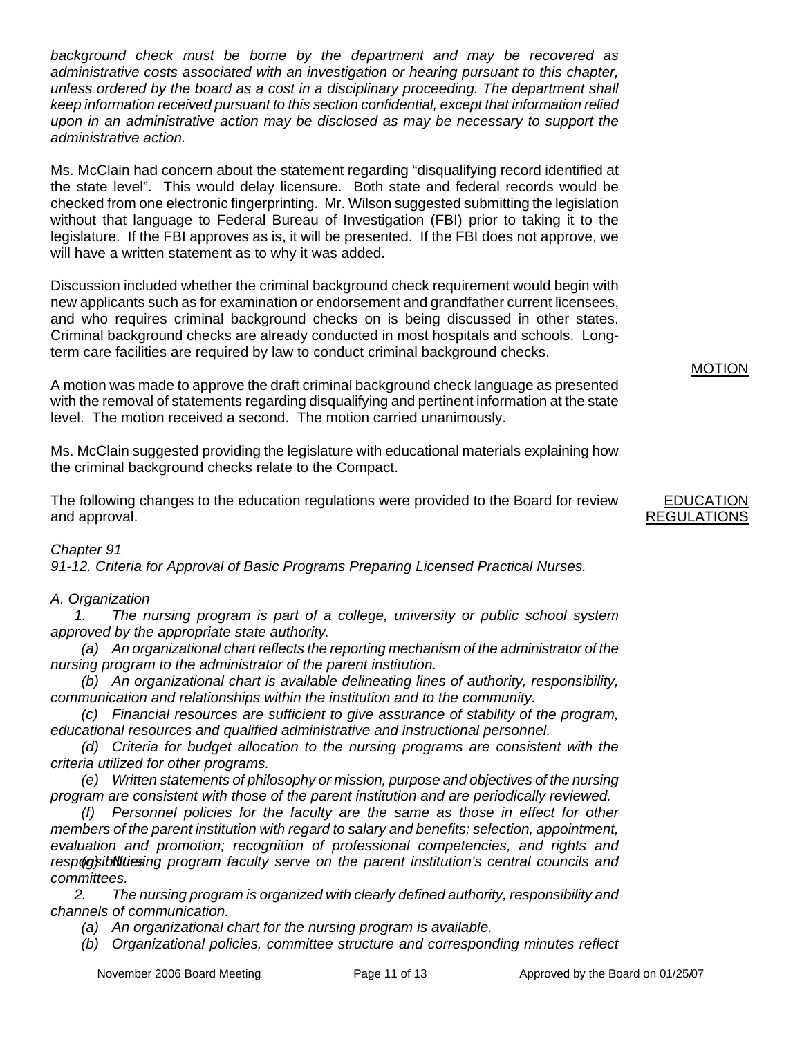*background check must be borne by the department and may be recovered as administrative costs associated with an investigation or hearing pursuant to this chapter, unless ordered by the board as a cost in a disciplinary proceeding. The department shall keep information received pursuant to this section confidential, except that information relied upon in an administrative action may be disclosed as may be necessary to support the administrative action.*

Ms. McClain had concern about the statement regarding "disqualifying record identified at the state level". This would delay licensure. Both state and federal records would be checked from one electronic fingerprinting. Mr. Wilson suggested submitting the legislation without that language to Federal Bureau of Investigation (FBI) prior to taking it to the legislature. If the FBI approves as is, it will be presented. If the FBI does not approve, we will have a written statement as to why it was added.

Discussion included whether the criminal background check requirement would begin with new applicants such as for examination or endorsement and grandfather current licensees, and who requires criminal background checks on is being discussed in other states. Criminal background checks are already conducted in most hospitals and schools. Long-term care facilities are required by law to conduct criminal background checks.

MOTION

A motion was made to approve the draft criminal background check language as presented with the removal of statements regarding disqualifying and pertinent information at the state level. The motion received a second. The motion carried unanimously.

Ms. McClain suggested providing the legislature with educational materials explaining how the criminal background checks relate to the Compact.

EDUCATION REGULATIONS

The following changes to the education regulations were provided to the Board for review and approval.

*Chapter 91*

*91-12. Criteria for Approval of Basic Programs Preparing Licensed Practical Nurses.*

*A. Organization*

*1. The nursing program is part of a college, university or public school system approved by the appropriate state authority.*

*(a) An organizational chart reflects the reporting mechanism of the administrator of the nursing program to the administrator of the parent institution.*

*(b) An organizational chart is available delineating lines of authority, responsibility, communication and relationships within the institution and to the community.*

*(c) Financial resources are sufficient to give assurance of stability of the program, educational resources and qualified administrative and instructional personnel.*

*(d) Criteria for budget allocation to the nursing programs are consistent with the criteria utilized for other programs.*

*(e) Written statements of philosophy or mission, purpose and objectives of the nursing program are consistent with those of the parent institution and are periodically reviewed.*

*(f) Personnel policies for the faculty are the same as those in effect for other members of the parent institution with regard to salary and benefits; selection, appointment, evaluation and promotion; recognition of professional competencies, and rights and responsibilities.*

*(g) Nursing program faculty serve on the parent institution's central councils and committees.*

*2. The nursing program is organized with clearly defined authority, responsibility and channels of communication.*

*(a) An organizational chart for the nursing program is available.*

*(b) Organizational policies, committee structure and corresponding minutes reflect*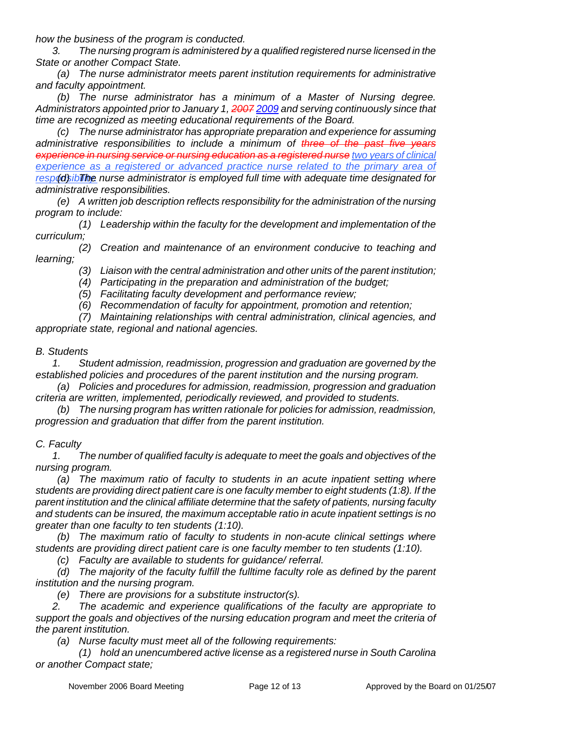*how the business of the program is conducted.*

*3. The nursing program is administered by a qualified registered nurse licensed in the State or another Compact State.*

*(a) The nurse administrator meets parent institution requirements for administrative and faculty appointment.*

*(b) The nurse administrator has a minimum of a Master of Nursing degree. Administrators appointed prior to January 1, ~~2007~~ 2009 and serving continuously since that time are recognized as meeting educational requirements of the Board.*

*(c) The nurse administrator has appropriate preparation and experience for assuming administrative responsibilities to include a minimum of ~~three of the past five years experience in nursing service or nursing education as a registered nurse~~ two years of clinical experience as a registered or advanced practice nurse related to the primary area of responsibility.*

*(d) The nurse administrator is employed full time with adequate time designated for administrative responsibilities.*

*(e) A written job description reflects responsibility for the administration of the nursing program to include:*

*(1) Leadership within the faculty for the development and implementation of the curriculum;*

*(2) Creation and maintenance of an environment conducive to teaching and learning;*

*(3) Liaison with the central administration and other units of the parent institution;*

*(4) Participating in the preparation and administration of the budget;*

*(5) Facilitating faculty development and performance review;*

*(6) Recommendation of faculty for appointment, promotion and retention;*

*(7) Maintaining relationships with central administration, clinical agencies, and appropriate state, regional and national agencies.*

*B. Students*

*1. Student admission, readmission, progression and graduation are governed by the established policies and procedures of the parent institution and the nursing program.*

*(a) Policies and procedures for admission, readmission, progression and graduation criteria are written, implemented, periodically reviewed, and provided to students.*

*(b) The nursing program has written rationale for policies for admission, readmission, progression and graduation that differ from the parent institution.*

*C. Faculty*

*1. The number of qualified faculty is adequate to meet the goals and objectives of the nursing program.*

*(a) The maximum ratio of faculty to students in an acute inpatient setting where students are providing direct patient care is one faculty member to eight students (1:8). If the parent institution and the clinical affiliate determine that the safety of patients, nursing faculty and students can be insured, the maximum acceptable ratio in acute inpatient settings is no greater than one faculty to ten students (1:10).*

*(b) The maximum ratio of faculty to students in non-acute clinical settings where students are providing direct patient care is one faculty member to ten students (1:10).*

*(c) Faculty are available to students for guidance/ referral.*

*(d) The majority of the faculty fulfill the fulltime faculty role as defined by the parent institution and the nursing program.*

*(e) There are provisions for a substitute instructor(s).*

*2. The academic and experience qualifications of the faculty are appropriate to support the goals and objectives of the nursing education program and meet the criteria of the parent institution.*

*(a) Nurse faculty must meet all of the following requirements:*

*(1) hold an unencumbered active license as a registered nurse in South Carolina or another Compact state;*

November 2006 Board Meeting — Approved by the Board on 01/25/07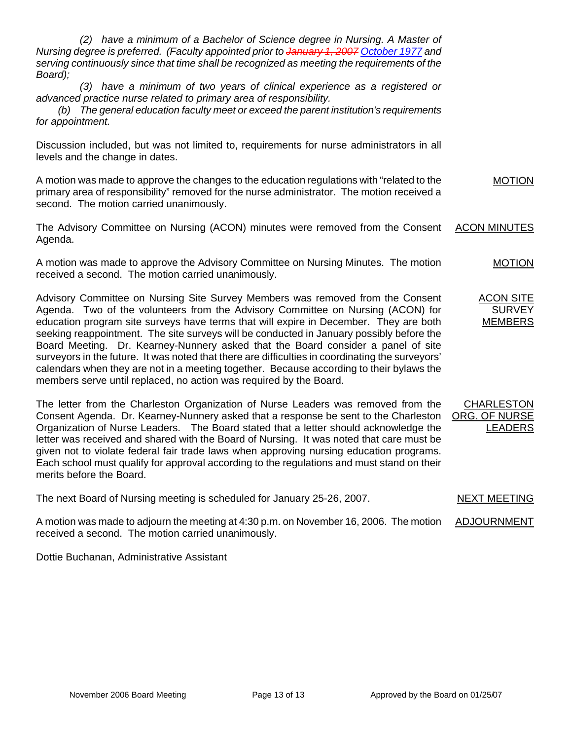*(2) have a minimum of a Bachelor of Science degree in Nursing. A Master of Nursing degree is preferred. (Faculty appointed prior to ~~January 1, 2007~~ October 1977 and serving continuously since that time shall be recognized as meeting the requirements of the Board);*

*(3) have a minimum of two years of clinical experience as a registered or advanced practice nurse related to primary area of responsibility.*

*(b) The general education faculty meet or exceed the parent institution's requirements for appointment.*

Discussion included, but was not limited to, requirements for nurse administrators in all levels and the change in dates.

**MOTION**

A motion was made to approve the changes to the education regulations with "related to the primary area of responsibility" removed for the nurse administrator. The motion received a second. The motion carried unanimously.

**ACON MINUTES**

The Advisory Committee on Nursing (ACON) minutes were removed from the Consent Agenda.

**MOTION**

A motion was made to approve the Advisory Committee on Nursing Minutes. The motion received a second. The motion carried unanimously.

**ACON SITE SURVEY MEMBERS**

Advisory Committee on Nursing Site Survey Members was removed from the Consent Agenda. Two of the volunteers from the Advisory Committee on Nursing (ACON) for education program site surveys have terms that will expire in December. They are both seeking reappointment. The site surveys will be conducted in January possibly before the Board Meeting. Dr. Kearney-Nunnery asked that the Board consider a panel of site surveyors in the future. It was noted that there are difficulties in coordinating the surveyors' calendars when they are not in a meeting together. Because according to their bylaws the members serve until replaced, no action was required by the Board.

**CHARLESTON ORG. OF NURSE LEADERS**

The letter from the Charleston Organization of Nurse Leaders was removed from the Consent Agenda. Dr. Kearney-Nunnery asked that a response be sent to the Charleston Organization of Nurse Leaders. The Board stated that a letter should acknowledge the letter was received and shared with the Board of Nursing. It was noted that care must be given not to violate federal fair trade laws when approving nursing education programs. Each school must qualify for approval according to the regulations and must stand on their merits before the Board.

**NEXT MEETING**

The next Board of Nursing meeting is scheduled for January 25-26, 2007.

**ADJOURNMENT**

A motion was made to adjourn the meeting at 4:30 p.m. on November 16, 2006. The motion received a second. The motion carried unanimously.

Dottie Buchanan, Administrative Assistant

Approved by the Board on 01/25/07